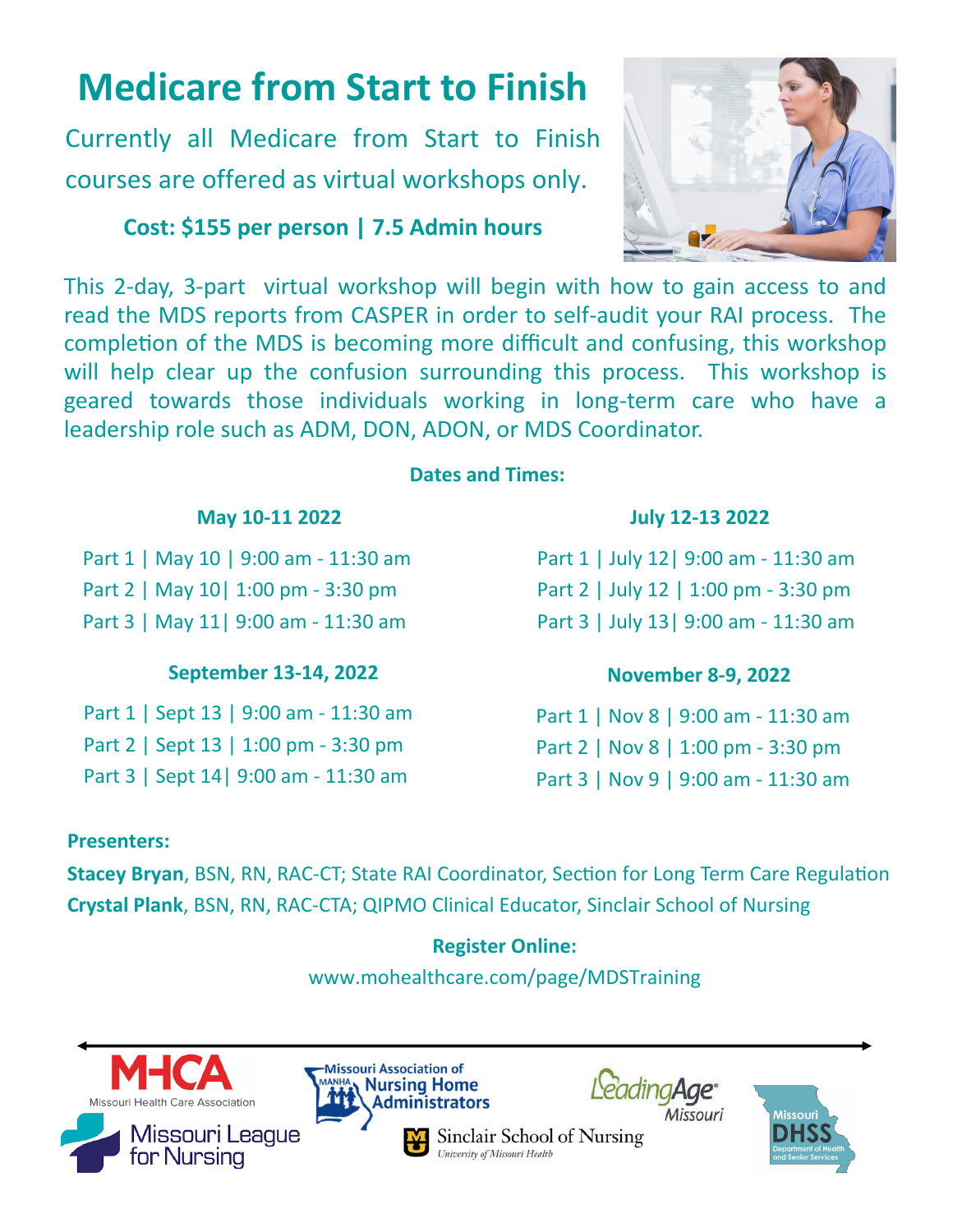# Medicare from Start to Finish

Currently all Medicare from Start to Finish courses are offered as virtual workshops only.

**Cost: $155 per person | 7.5 Admin hours**

This 2-day, 3-part virtual workshop will begin with how to gain access to and read the MDS reports from CASPER in order to self-audit your RAI process. The completion of the MDS is becoming more difficult and confusing, this workshop will help clear up the confusion surrounding this process. This workshop is geared towards those individuals working in long-term care who have a leadership role such as ADM, DON, ADON, or MDS Coordinator.

**Dates and Times:**

**May 10-11 2022**

Part 1 | May 10 | 9:00 am - 11:30 am
Part 2 | May 10| 1:00 pm - 3:30 pm
Part 3 | May 11| 9:00 am - 11:30 am

**July 12-13 2022**

Part 1 | July 12| 9:00 am - 11:30 am
Part 2 | July 12 | 1:00 pm - 3:30 pm
Part 3 | July 13| 9:00 am - 11:30 am

**September 13-14, 2022**

Part 1 | Sept 13 | 9:00 am - 11:30 am
Part 2 | Sept 13 | 1:00 pm - 3:30 pm
Part 3 | Sept 14| 9:00 am - 11:30 am

**November 8-9, 2022**

Part 1 | Nov 8 | 9:00 am - 11:30 am
Part 2 | Nov 8 | 1:00 pm - 3:30 pm
Part 3 | Nov 9 | 9:00 am - 11:30 am

**Presenters:**

**Stacey Bryan**, BSN, RN, RAC-CT; State RAI Coordinator, Section for Long Term Care Regulation
**Crystal Plank**, BSN, RN, RAC-CTA; QIPMO Clinical Educator, Sinclair School of Nursing

**Register Online:**

www.mohealthcare.com/page/MDSTraining

MHCA Missouri Health Care Association | Missouri Association of Nursing Home Administrators (MANHA) | LeadingAge Missouri | Missouri DHSS Department of Health and Senior Services | Missouri League for Nursing | Sinclair School of Nursing, University of Missouri Health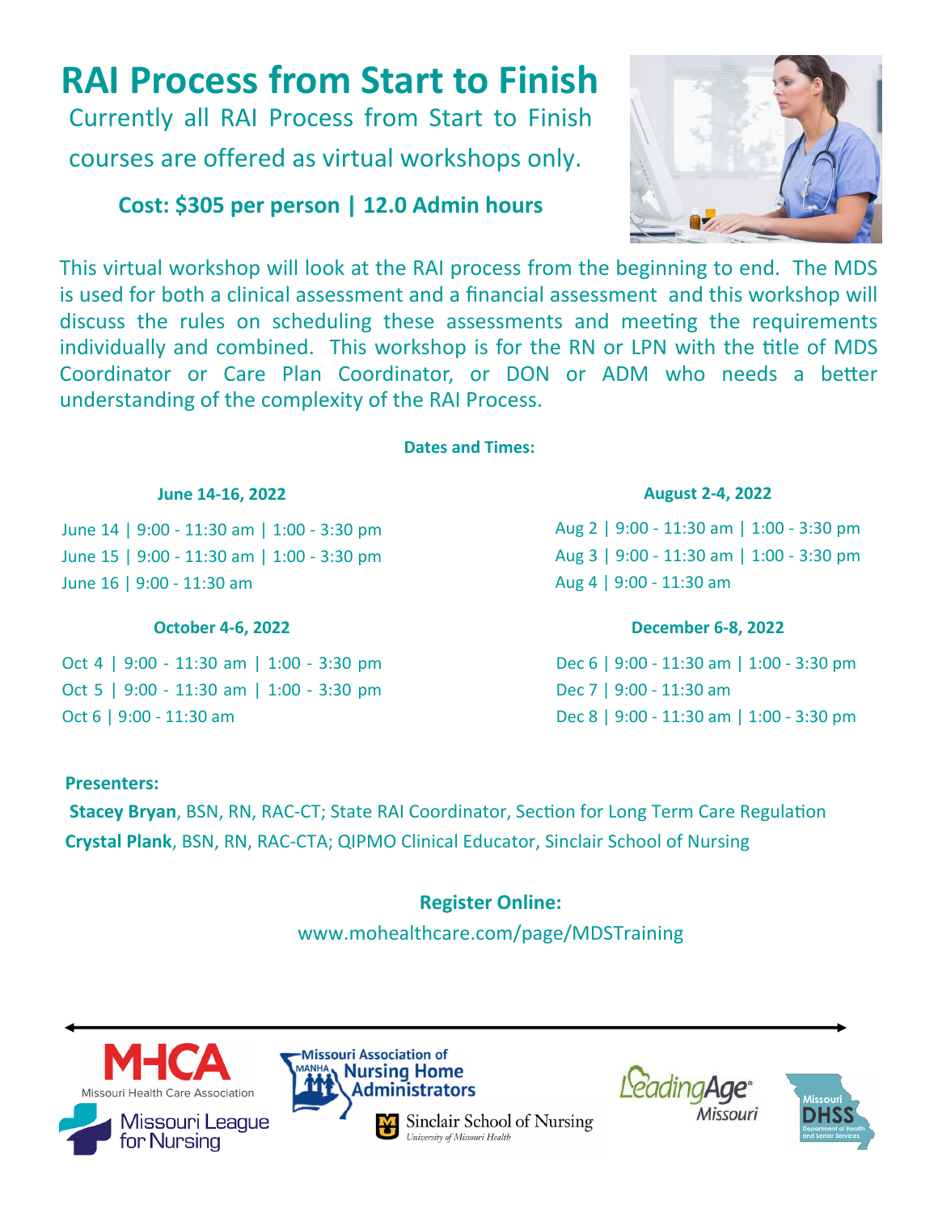# RAI Process from Start to Finish

Currently all RAI Process from Start to Finish courses are offered as virtual workshops only.

**Cost: $305 per person | 12.0 Admin hours**

This virtual workshop will look at the RAI process from the beginning to end. The MDS is used for both a clinical assessment and a financial assessment and this workshop will discuss the rules on scheduling these assessments and meeting the requirements individually and combined. This workshop is for the RN or LPN with the title of MDS Coordinator or Care Plan Coordinator, or DON or ADM who needs a better understanding of the complexity of the RAI Process.

**Dates and Times:**

**June 14-16, 2022**

June 14 | 9:00 - 11:30 am | 1:00 - 3:30 pm
June 15 | 9:00 - 11:30 am | 1:00 - 3:30 pm
June 16 | 9:00 - 11:30 am

**August 2-4, 2022**

Aug 2 | 9:00 - 11:30 am | 1:00 - 3:30 pm
Aug 3 | 9:00 - 11:30 am | 1:00 - 3:30 pm
Aug 4 | 9:00 - 11:30 am

**October 4-6, 2022**

Oct 4 | 9:00 - 11:30 am | 1:00 - 3:30 pm
Oct 5 | 9:00 - 11:30 am | 1:00 - 3:30 pm
Oct 6 | 9:00 - 11:30 am

**December 6-8, 2022**

Dec 6 | 9:00 - 11:30 am | 1:00 - 3:30 pm
Dec 7 | 9:00 - 11:30 am
Dec 8 | 9:00 - 11:30 am | 1:00 - 3:30 pm

**Presenters:**

**Stacey Bryan**, BSN, RN, RAC-CT; State RAI Coordinator, Section for Long Term Care Regulation
**Crystal Plank**, BSN, RN, RAC-CTA; QIPMO Clinical Educator, Sinclair School of Nursing

**Register Online:**

www.mohealthcare.com/page/MDSTraining

MHCA Missouri Health Care Association
Missouri League for Nursing
Missouri Association of Nursing Home Administrators (MANHA)
Sinclair School of Nursing, University of Missouri Health
LeadingAge Missouri
Missouri DHSS Department of Health and Senior Services